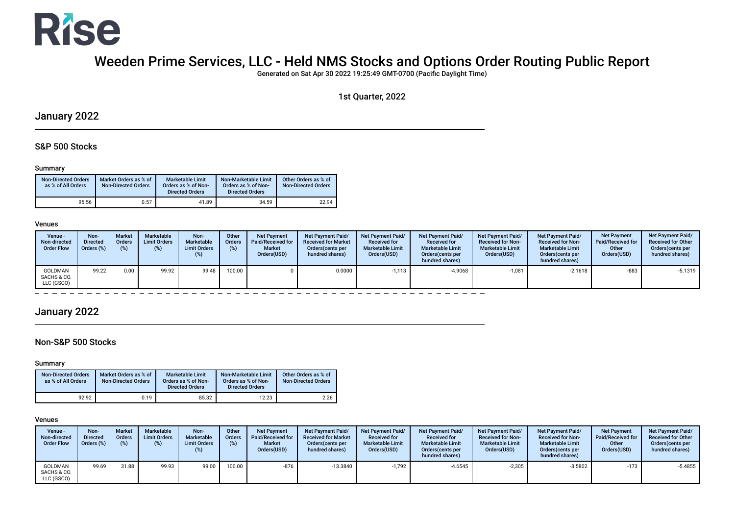# Rise

# Weeden Prime Services, LLC - Held NMS Stocks and Options Order Routing Public Report

**Generated on Sat Apr 30 2022 19:25:49 GMT-0700 (Pacific Daylight Time)**

1st Quarter, 2022

## January 2022

### S&P 500 Stocks

#### Summary

| Non-Directed Orders as % of All Orders | Market Orders as % of Non-Directed Orders | Marketable Limit Orders as % of Non-Directed Orders | Non-Marketable Limit Orders as % of Non-Directed Orders | Other Orders as % of Non-Directed Orders |
|---|---|---|---|---|
| 95.56 | 0.57 | 41.89 | 34.59 | 22.94 |

#### Venues

| Venue - Non-directed Order Flow | Non-Directed Orders (%) | Market Orders (%) | Marketable Limit Orders (%) | Non-Marketable Limit Orders (%) | Other Orders (%) | Net Payment Paid/Received for Market Orders(USD) | Net Payment Paid/ Received for Market Orders(cents per hundred shares) | Net Payment Paid/ Received for Marketable Limit Orders(USD) | Net Payment Paid/ Received for Marketable Limit Orders(cents per hundred shares) | Net Payment Paid/ Received for Non-Marketable Limit Orders(USD) | Net Payment Paid/ Received for Non-Marketable Limit Orders(cents per hundred shares) | Net Payment Paid/Received for Other Orders(USD) | Net Payment Paid/ Received for Other Orders(cents per hundred shares) |
|---|---|---|---|---|---|---|---|---|---|---|---|---|---|
| GOLDMAN SACHS & CO. LLC (GSCO) | 99.22 | 0.00 | 99.92 | 99.48 | 100.00 | 0 | 0.0000 | -1,113 | -4.9068 | -1,081 | -2.1618 | -883 | -5.1319 |

## January 2022

### Non-S&P 500 Stocks

#### Summary

| Non-Directed Orders as % of All Orders | Market Orders as % of Non-Directed Orders | Marketable Limit Orders as % of Non-Directed Orders | Non-Marketable Limit Orders as % of Non-Directed Orders | Other Orders as % of Non-Directed Orders |
|---|---|---|---|---|
| 92.92 | 0.19 | 85.32 | 12.23 | 2.26 |

#### Venues

| Venue - Non-directed Order Flow | Non-Directed Orders (%) | Market Orders (%) | Marketable Limit Orders (%) | Non-Marketable Limit Orders (%) | Other Orders (%) | Net Payment Paid/Received for Market Orders(USD) | Net Payment Paid/ Received for Market Orders(cents per hundred shares) | Net Payment Paid/ Received for Marketable Limit Orders(USD) | Net Payment Paid/ Received for Marketable Limit Orders(cents per hundred shares) | Net Payment Paid/ Received for Non-Marketable Limit Orders(USD) | Net Payment Paid/ Received for Non-Marketable Limit Orders(cents per hundred shares) | Net Payment Paid/Received for Other Orders(USD) | Net Payment Paid/ Received for Other Orders(cents per hundred shares) |
|---|---|---|---|---|---|---|---|---|---|---|---|---|---|
| GOLDMAN SACHS & CO. LLC (GSCO) | 99.69 | 31.88 | 99.93 | 99.00 | 100.00 | -876 | -13.3840 | -1,792 | -4.6545 | -2,305 | -3.5802 | -173 | -5.4855 |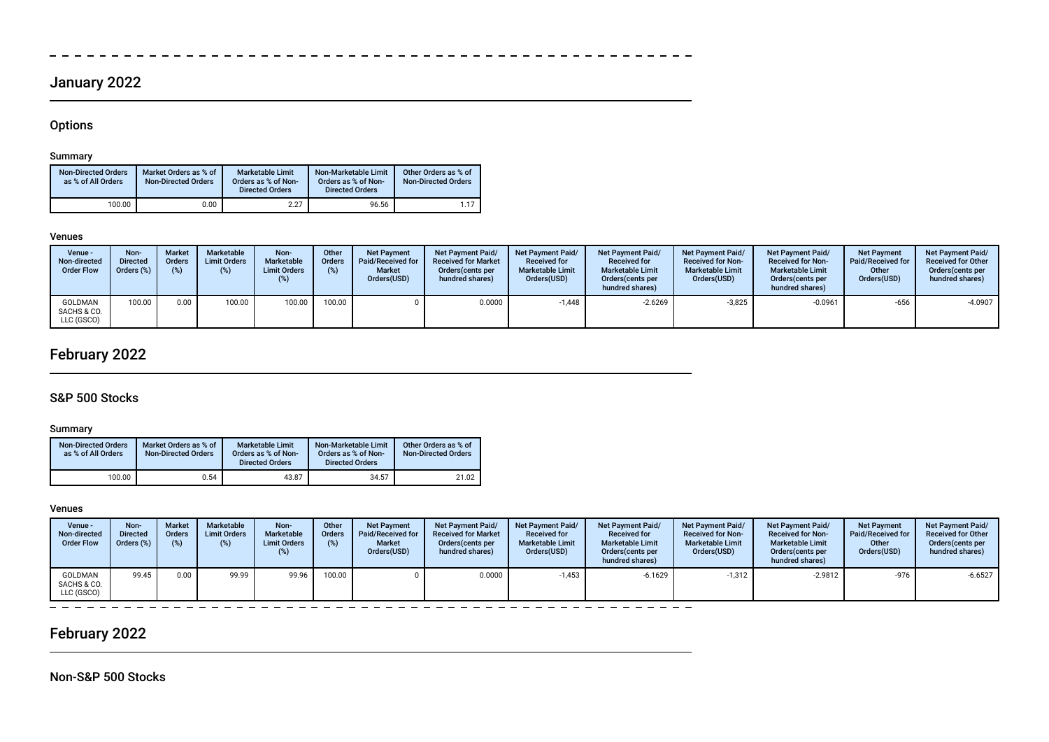## January 2022

### Options

#### Summary

| Non-Directed Orders as % of All Orders | Market Orders as % of Non-Directed Orders | Marketable Limit Orders as % of Non-Directed Orders | Non-Marketable Limit Orders as % of Non-Directed Orders | Other Orders as % of Non-Directed Orders |
|---|---|---|---|---|
| 100.00 | 0.00 | 2.27 | 96.56 | 1.17 |

#### Venues

| Venue - Non-directed Order Flow | Non-Directed Orders (%) | Market Orders (%) | Marketable Limit Orders (%) | Non-Marketable Limit Orders (%) | Other Orders (%) | Net Payment Paid/Received for Market Orders(USD) | Net Payment Paid/ Received for Market Orders(cents per hundred shares) | Net Payment Paid/ Received for Marketable Limit Orders(USD) | Net Payment Paid/ Received for Marketable Limit Orders(cents per hundred shares) | Net Payment Paid/ Received for Non-Marketable Limit Orders(USD) | Net Payment Paid/ Received for Non-Marketable Limit Orders(cents per hundred shares) | Net Payment Paid/Received for Other Orders(USD) | Net Payment Paid/ Received for Other Orders(cents per hundred shares) |
|---|---|---|---|---|---|---|---|---|---|---|---|---|---|
| GOLDMAN SACHS & CO. LLC (GSCO) | 100.00 | 0.00 | 100.00 | 100.00 | 100.00 | 0 | 0.0000 | -1,448 | -2.6269 | -3,825 | -0.0961 | -656 | -4.0907 |

## February 2022

### S&P 500 Stocks

#### Summary

| Non-Directed Orders as % of All Orders | Market Orders as % of Non-Directed Orders | Marketable Limit Orders as % of Non-Directed Orders | Non-Marketable Limit Orders as % of Non-Directed Orders | Other Orders as % of Non-Directed Orders |
|---|---|---|---|---|
| 100.00 | 0.54 | 43.87 | 34.57 | 21.02 |

#### Venues

| Venue - Non-directed Order Flow | Non-Directed Orders (%) | Market Orders (%) | Marketable Limit Orders (%) | Non-Marketable Limit Orders (%) | Other Orders (%) | Net Payment Paid/Received for Market Orders(USD) | Net Payment Paid/ Received for Market Orders(cents per hundred shares) | Net Payment Paid/ Received for Marketable Limit Orders(USD) | Net Payment Paid/ Received for Marketable Limit Orders(cents per hundred shares) | Net Payment Paid/ Received for Non-Marketable Limit Orders(USD) | Net Payment Paid/ Received for Non-Marketable Limit Orders(cents per hundred shares) | Net Payment Paid/Received for Other Orders(USD) | Net Payment Paid/ Received for Other Orders(cents per hundred shares) |
|---|---|---|---|---|---|---|---|---|---|---|---|---|---|
| GOLDMAN SACHS & CO. LLC (GSCO) | 99.45 | 0.00 | 99.99 | 99.96 | 100.00 | 0 | 0.0000 | -1,453 | -6.1629 | -1,312 | -2.9812 | -976 | -6.6527 |

## February 2022

### Non-S&P 500 Stocks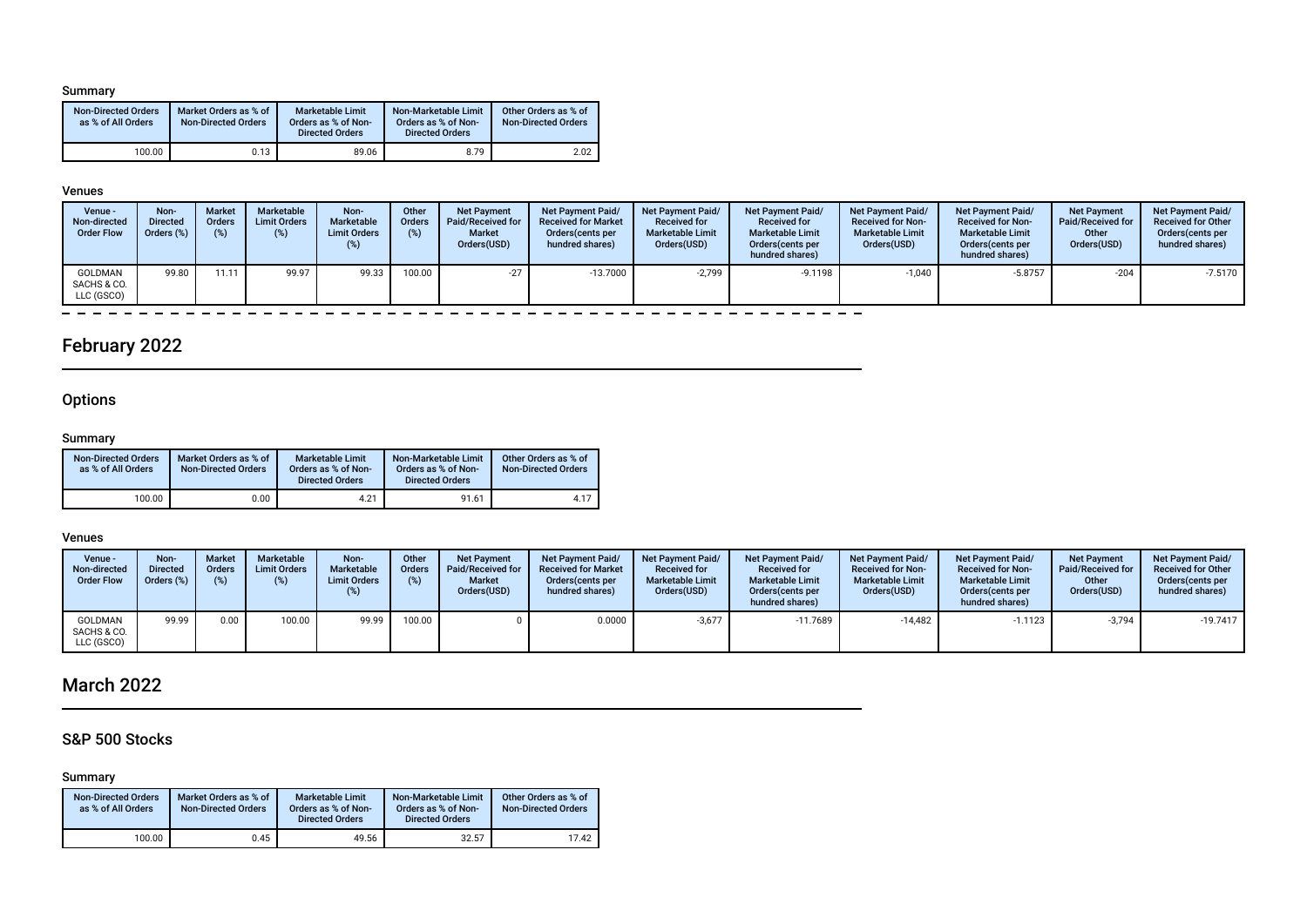### Summary

| Non-Directed Orders as % of All Orders | Market Orders as % of Non-Directed Orders | Marketable Limit Orders as % of Non-Directed Orders | Non-Marketable Limit Orders as % of Non-Directed Orders | Other Orders as % of Non-Directed Orders |
|---|---|---|---|---|
| 100.00 | 0.13 | 89.06 | 8.79 | 2.02 |

### Venues

| Venue - Non-directed Order Flow | Non-Directed Orders (%) | Market Orders (%) | Marketable Limit Orders (%) | Non-Marketable Limit Orders (%) | Other Orders (%) | Net Payment Paid/Received for Market Orders(USD) | Net Payment Paid/ Received for Market Orders(cents per hundred shares) | Net Payment Paid/ Received for Marketable Limit Orders(USD) | Net Payment Paid/ Received for Marketable Limit Orders(cents per hundred shares) | Net Payment Paid/ Received for Non-Marketable Limit Orders(USD) | Net Payment Paid/ Received for Non-Marketable Limit Orders(cents per hundred shares) | Net Payment Paid/Received for Other Orders(USD) | Net Payment Paid/ Received for Other Orders(cents per hundred shares) |
|---|---|---|---|---|---|---|---|---|---|---|---|---|---|
| GOLDMAN SACHS & CO. LLC (GSCO) | 99.80 | 11.11 | 99.97 | 99.33 | 100.00 | -27 | -13.7000 | -2,799 | -9.1198 | -1,040 | -5.8757 | -204 | -7.5170 |

## February 2022

### Options

#### Summary

| Non-Directed Orders as % of All Orders | Market Orders as % of Non-Directed Orders | Marketable Limit Orders as % of Non-Directed Orders | Non-Marketable Limit Orders as % of Non-Directed Orders | Other Orders as % of Non-Directed Orders |
|---|---|---|---|---|
| 100.00 | 0.00 | 4.21 | 91.61 | 4.17 |

#### Venues

| Venue - Non-directed Order Flow | Non-Directed Orders (%) | Market Orders (%) | Marketable Limit Orders (%) | Non-Marketable Limit Orders (%) | Other Orders (%) | Net Payment Paid/Received for Market Orders(USD) | Net Payment Paid/ Received for Market Orders(cents per hundred shares) | Net Payment Paid/ Received for Marketable Limit Orders(USD) | Net Payment Paid/ Received for Marketable Limit Orders(cents per hundred shares) | Net Payment Paid/ Received for Non-Marketable Limit Orders(USD) | Net Payment Paid/ Received for Non-Marketable Limit Orders(cents per hundred shares) | Net Payment Paid/Received for Other Orders(USD) | Net Payment Paid/ Received for Other Orders(cents per hundred shares) |
|---|---|---|---|---|---|---|---|---|---|---|---|---|---|
| GOLDMAN SACHS & CO. LLC (GSCO) | 99.99 | 0.00 | 100.00 | 99.99 | 100.00 | 0 | 0.0000 | -3,677 | -11.7689 | -14,482 | -1.1123 | -3,794 | -19.7417 |

## March 2022

### S&P 500 Stocks

#### Summary

| Non-Directed Orders as % of All Orders | Market Orders as % of Non-Directed Orders | Marketable Limit Orders as % of Non-Directed Orders | Non-Marketable Limit Orders as % of Non-Directed Orders | Other Orders as % of Non-Directed Orders |
|---|---|---|---|---|
| 100.00 | 0.45 | 49.56 | 32.57 | 17.42 |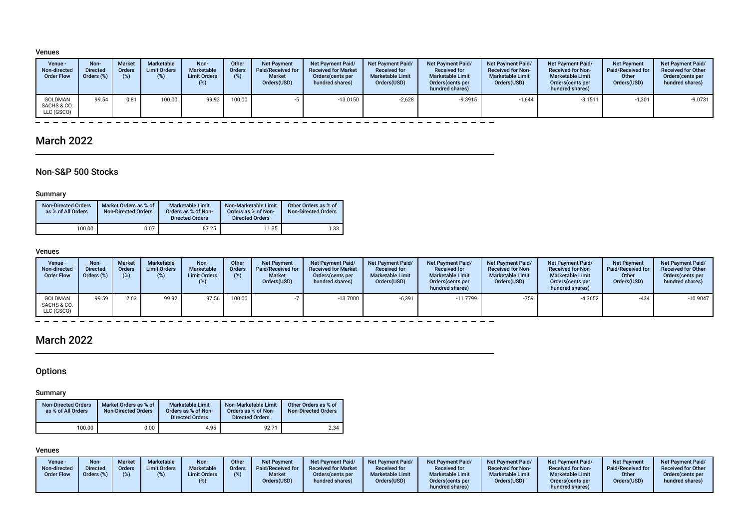### Venues

| Venue - Non-directed Order Flow | Non-Directed Orders (%) | Market Orders (%) | Marketable Limit Orders (%) | Non-Marketable Limit Orders (%) | Other Orders (%) | Net Payment Paid/Received for Market Orders(USD) | Net Payment Paid/ Received for Market Orders(cents per hundred shares) | Net Payment Paid/ Received for Marketable Limit Orders(USD) | Net Payment Paid/ Received for Marketable Limit Orders(cents per hundred shares) | Net Payment Paid/ Received for Non-Marketable Limit Orders(USD) | Net Payment Paid/ Received for Non-Marketable Limit Orders(cents per hundred shares) | Net Payment Paid/Received for Other Orders(USD) | Net Payment Paid/ Received for Other Orders(cents per hundred shares) |
|---|---|---|---|---|---|---|---|---|---|---|---|---|---|
| GOLDMAN SACHS & CO. LLC (GSCO) | 99.54 | 0.81 | 100.00 | 99.93 | 100.00 | -5 | -13.0150 | -2,628 | -9.3915 | -1,644 | -3.1511 | -1,301 | -9.0731 |

## March 2022

### Non-S&P 500 Stocks

#### Summary

| Non-Directed Orders as % of All Orders | Market Orders as % of Non-Directed Orders | Marketable Limit Orders as % of Non-Directed Orders | Non-Marketable Limit Orders as % of Non-Directed Orders | Other Orders as % of Non-Directed Orders |
|---|---|---|---|---|
| 100.00 | 0.07 | 87.25 | 11.35 | 1.33 |

#### Venues

| Venue - Non-directed Order Flow | Non-Directed Orders (%) | Market Orders (%) | Marketable Limit Orders (%) | Non-Marketable Limit Orders (%) | Other Orders (%) | Net Payment Paid/Received for Market Orders(USD) | Net Payment Paid/ Received for Market Orders(cents per hundred shares) | Net Payment Paid/ Received for Marketable Limit Orders(USD) | Net Payment Paid/ Received for Marketable Limit Orders(cents per hundred shares) | Net Payment Paid/ Received for Non-Marketable Limit Orders(USD) | Net Payment Paid/ Received for Non-Marketable Limit Orders(cents per hundred shares) | Net Payment Paid/Received for Other Orders(USD) | Net Payment Paid/ Received for Other Orders(cents per hundred shares) |
|---|---|---|---|---|---|---|---|---|---|---|---|---|---|
| GOLDMAN SACHS & CO. LLC (GSCO) | 99.59 | 2.63 | 99.92 | 97.56 | 100.00 | -7 | -13.7000 | -6,391 | -11.7799 | -759 | -4.3652 | -434 | -10.9047 |

## March 2022

### Options

#### Summary

| Non-Directed Orders as % of All Orders | Market Orders as % of Non-Directed Orders | Marketable Limit Orders as % of Non-Directed Orders | Non-Marketable Limit Orders as % of Non-Directed Orders | Other Orders as % of Non-Directed Orders |
|---|---|---|---|---|
| 100.00 | 0.00 | 4.95 | 92.71 | 2.34 |

#### Venues

| Venue - Non-directed Order Flow | Non-Directed Orders (%) | Market Orders (%) | Marketable Limit Orders (%) | Non-Marketable Limit Orders (%) | Other Orders (%) | Net Payment Paid/Received for Market Orders(USD) | Net Payment Paid/ Received for Market Orders(cents per hundred shares) | Net Payment Paid/ Received for Marketable Limit Orders(USD) | Net Payment Paid/ Received for Marketable Limit Orders(cents per hundred shares) | Net Payment Paid/ Received for Non-Marketable Limit Orders(USD) | Net Payment Paid/ Received for Non-Marketable Limit Orders(cents per hundred shares) | Net Payment Paid/Received for Other Orders(USD) | Net Payment Paid/ Received for Other Orders(cents per hundred shares) |
|---|---|---|---|---|---|---|---|---|---|---|---|---|---|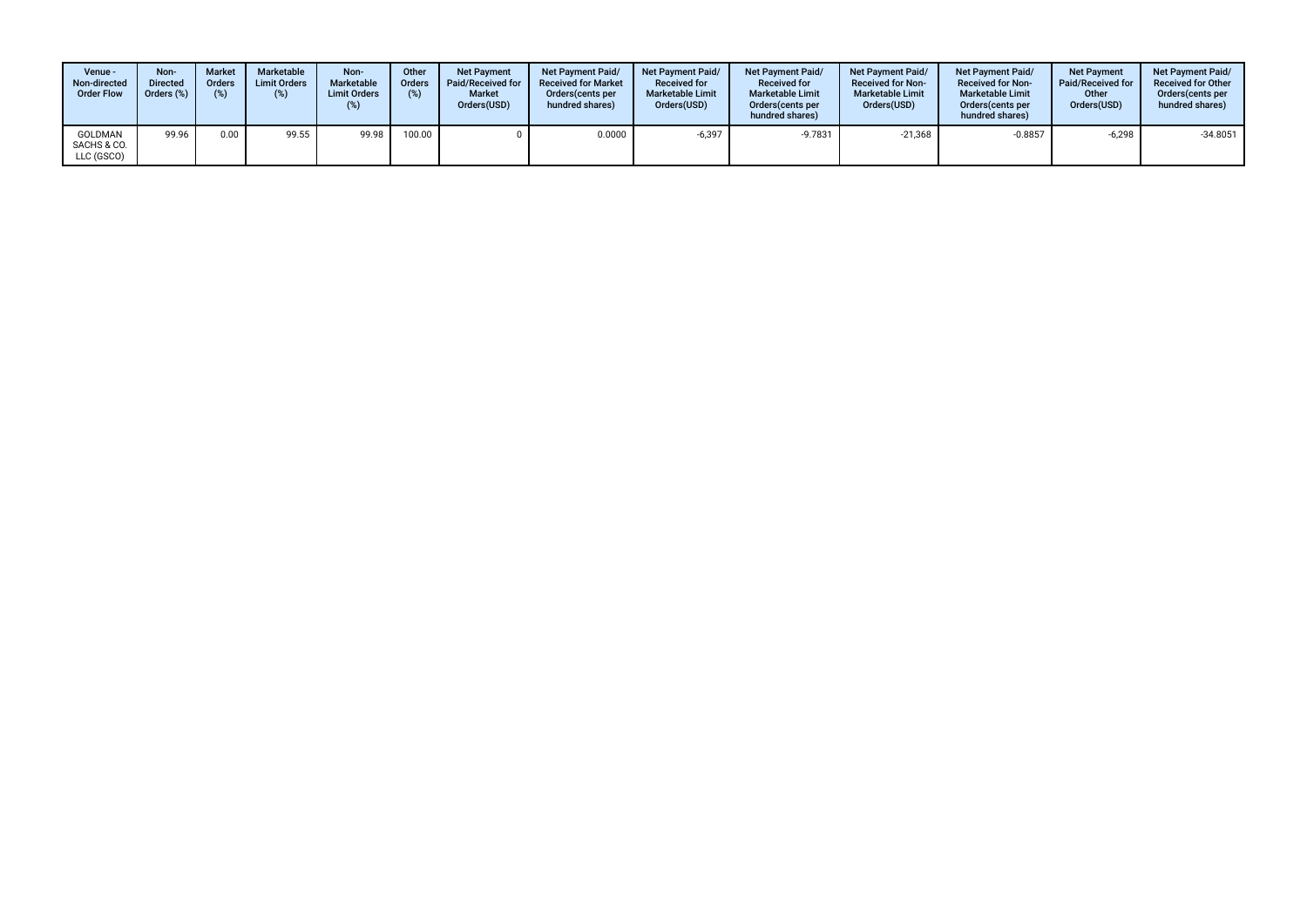| Venue - Non-directed Order Flow | Non-Directed Orders (%) | Market Orders (%) | Marketable Limit Orders (%) | Non-Marketable Limit Orders (%) | Other Orders (%) | Net Payment Paid/Received for Market Orders(USD) | Net Payment Paid/ Received for Market Orders(cents per hundred shares) | Net Payment Paid/ Received for Marketable Limit Orders(USD) | Net Payment Paid/ Received for Marketable Limit Orders(cents per hundred shares) | Net Payment Paid/ Received for Non-Marketable Limit Orders(USD) | Net Payment Paid/ Received for Non-Marketable Limit Orders(cents per hundred shares) | Net Payment Paid/Received for Other Orders(USD) | Net Payment Paid/ Received for Other Orders(cents per hundred shares) |
|---|---|---|---|---|---|---|---|---|---|---|---|---|---|
| GOLDMAN SACHS & CO. LLC (GSCO) | 99.96 | 0.00 | 99.55 | 99.98 | 100.00 | 0 | 0.0000 | -6,397 | -9.7831 | -21,368 | -0.8857 | -6,298 | -34.8051 |